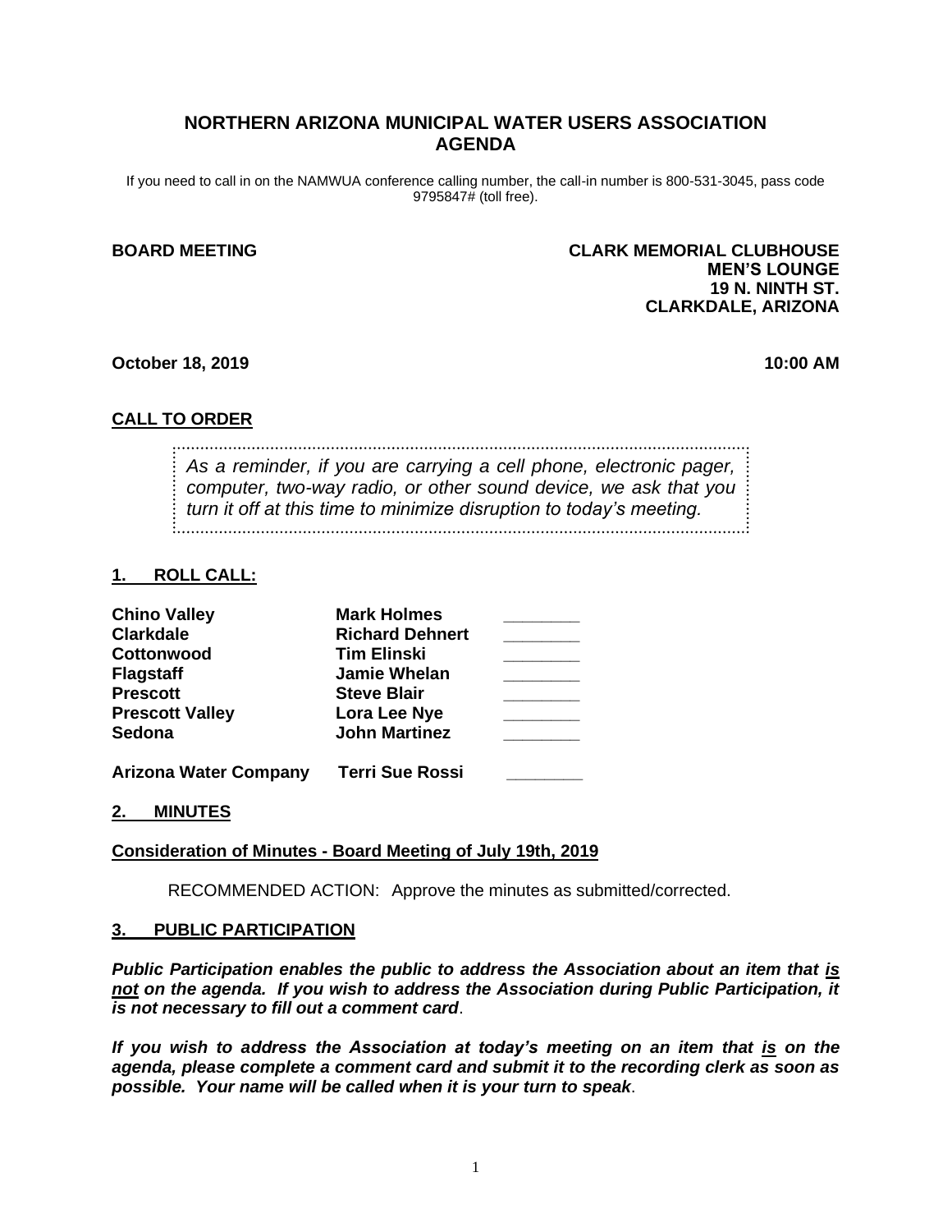# NORTHERN ARIZONA MUNICIPAL WATER USERS ASSOCIATION AGENDA

If you need to call in on the NAMWUA conference calling number, the call-in number is 800-531-3045, pass code 9795847# (toll free).

**BOARD MEETING**

**CLARK MEMORIAL CLUBHOUSE**
**MEN'S LOUNGE**
**19 N. NINTH ST.**
**CLARKDALE, ARIZONA**

**October 18, 2019** **10:00 AM**

## CALL TO ORDER

*As a reminder, if you are carrying a cell phone, electronic pager, computer, two-way radio, or other sound device, we ask that you turn it off at this time to minimize disruption to today's meeting.*

## 1. ROLL CALL:

| | | |
|---|---|---|
| **Chino Valley** | **Mark Holmes** | ________ |
| **Clarkdale** | **Richard Dehnert** | ________ |
| **Cottonwood** | **Tim Elinski** | ________ |
| **Flagstaff** | **Jamie Whelan** | ________ |
| **Prescott** | **Steve Blair** | ________ |
| **Prescott Valley** | **Lora Lee Nye** | ________ |
| **Sedona** | **John Martinez** | ________ |
| **Arizona Water Company** | **Terri Sue Rossi** | ________ |

## 2. MINUTES

**Consideration of Minutes - Board Meeting of July 19th, 2019**

RECOMMENDED ACTION: Approve the minutes as submitted/corrected.

## 3. PUBLIC PARTICIPATION

***Public Participation enables the public to address the Association about an item that is not on the agenda. If you wish to address the Association during Public Participation, it is not necessary to fill out a comment card*.**

***If you wish to address the Association at today's meeting on an item that is on the agenda, please complete a comment card and submit it to the recording clerk as soon as possible. Your name will be called when it is your turn to speak*.**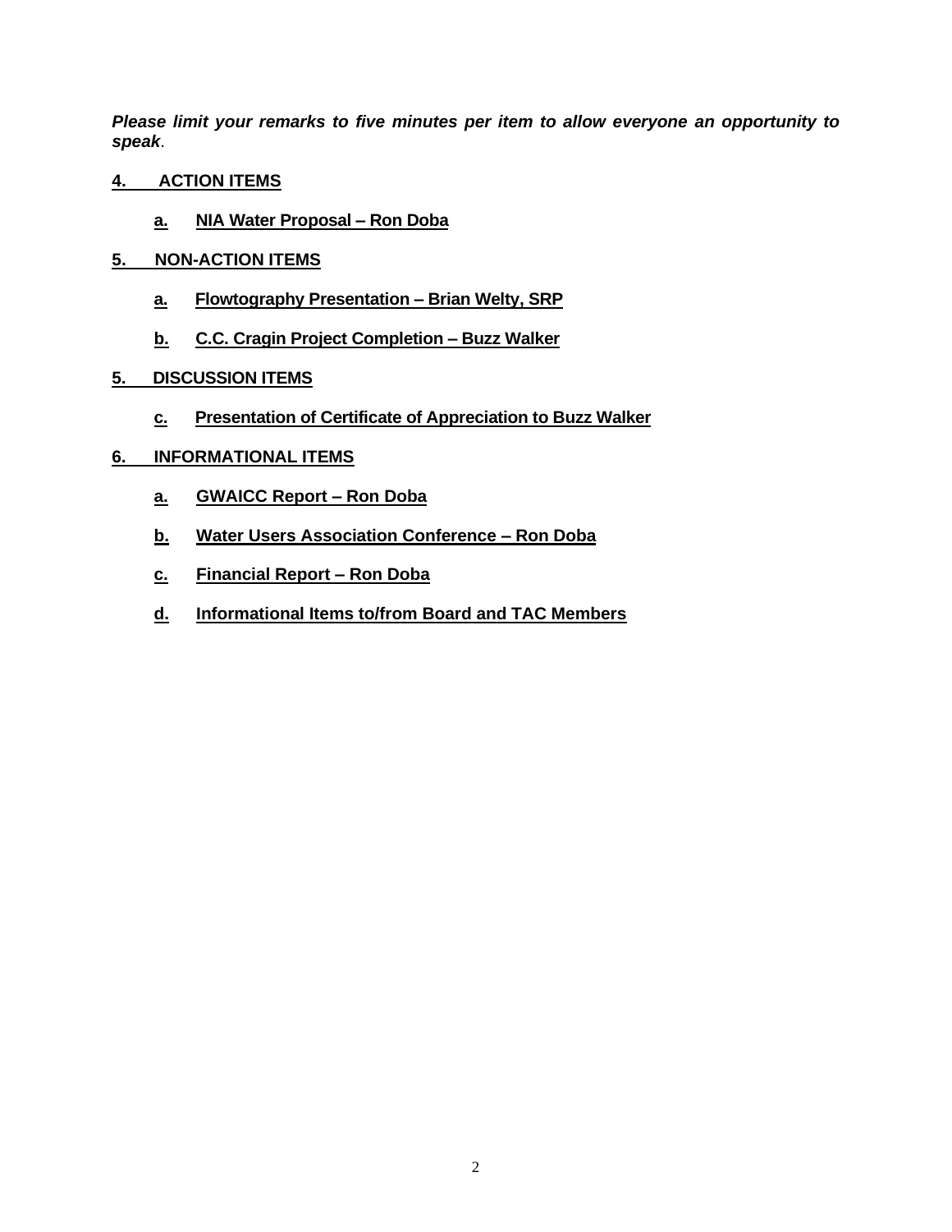***Please limit your remarks to five minutes per item to allow everyone an opportunity to speak***.

**4. ACTION ITEMS**

- **a. NIA Water Proposal – Ron Doba**

**5. NON-ACTION ITEMS**

- **a. Flowtography Presentation – Brian Welty, SRP**
- **b. C.C. Cragin Project Completion – Buzz Walker**

**5. DISCUSSION ITEMS**

- **c. Presentation of Certificate of Appreciation to Buzz Walker**

**6. INFORMATIONAL ITEMS**

- **a. GWAICC Report – Ron Doba**
- **b. Water Users Association Conference – Ron Doba**
- **c. Financial Report – Ron Doba**
- **d. Informational Items to/from Board and TAC Members**